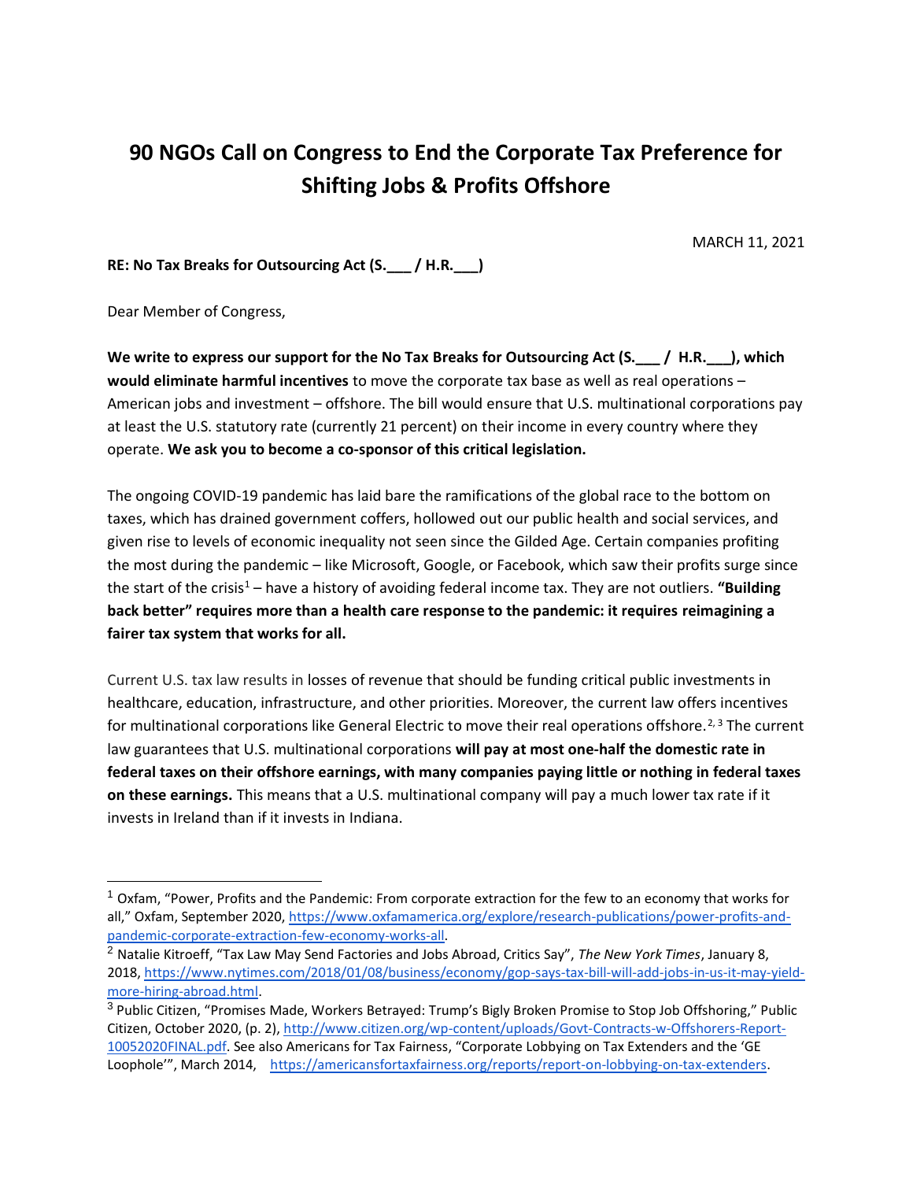# 90 NGOs Call on Congress to End the Corporate Tax Preference for Shifting Jobs & Profits Offshore

MARCH 11, 2021

**RE: No Tax Breaks for Outsourcing Act (S.___ / H.R.___)**

Dear Member of Congress,

**We write to express our support for the No Tax Breaks for Outsourcing Act (S.___ / H.R.___), which would eliminate harmful incentives** to move the corporate tax base as well as real operations – American jobs and investment – offshore. The bill would ensure that U.S. multinational corporations pay at least the U.S. statutory rate (currently 21 percent) on their income in every country where they operate. **We ask you to become a co-sponsor of this critical legislation.**

The ongoing COVID-19 pandemic has laid bare the ramifications of the global race to the bottom on taxes, which has drained government coffers, hollowed out our public health and social services, and given rise to levels of economic inequality not seen since the Gilded Age. Certain companies profiting the most during the pandemic – like Microsoft, Google, or Facebook, which saw their profits surge since the start of the crisis[1] – have a history of avoiding federal income tax. They are not outliers. **"Building back better" requires more than a health care response to the pandemic: it requires reimagining a fairer tax system that works for all.**

Current U.S. tax law results in losses of revenue that should be funding critical public investments in healthcare, education, infrastructure, and other priorities. Moreover, the current law offers incentives for multinational corporations like General Electric to move their real operations offshore.[2, 3] The current law guarantees that U.S. multinational corporations **will pay at most one-half the domestic rate in federal taxes on their offshore earnings, with many companies paying little or nothing in federal taxes on these earnings.** This means that a U.S. multinational company will pay a much lower tax rate if it invests in Ireland than if it invests in Indiana.

---

[1] Oxfam, "Power, Profits and the Pandemic: From corporate extraction for the few to an economy that works for all," Oxfam, September 2020, https://www.oxfamamerica.org/explore/research-publications/power-profits-and-pandemic-corporate-extraction-few-economy-works-all.

[2] Natalie Kitroeff, "Tax Law May Send Factories and Jobs Abroad, Critics Say", *The New York Times*, January 8, 2018, https://www.nytimes.com/2018/01/08/business/economy/gop-says-tax-bill-will-add-jobs-in-us-it-may-yield-more-hiring-abroad.html.

[3] Public Citizen, "Promises Made, Workers Betrayed: Trump's Bigly Broken Promise to Stop Job Offshoring," Public Citizen, October 2020, (p. 2), http://www.citizen.org/wp-content/uploads/Govt-Contracts-w-Offshorers-Report-10052020FINAL.pdf. See also Americans for Tax Fairness, "Corporate Lobbying on Tax Extenders and the 'GE Loophole'", March 2014, https://americansfortaxfairness.org/reports/report-on-lobbying-on-tax-extenders.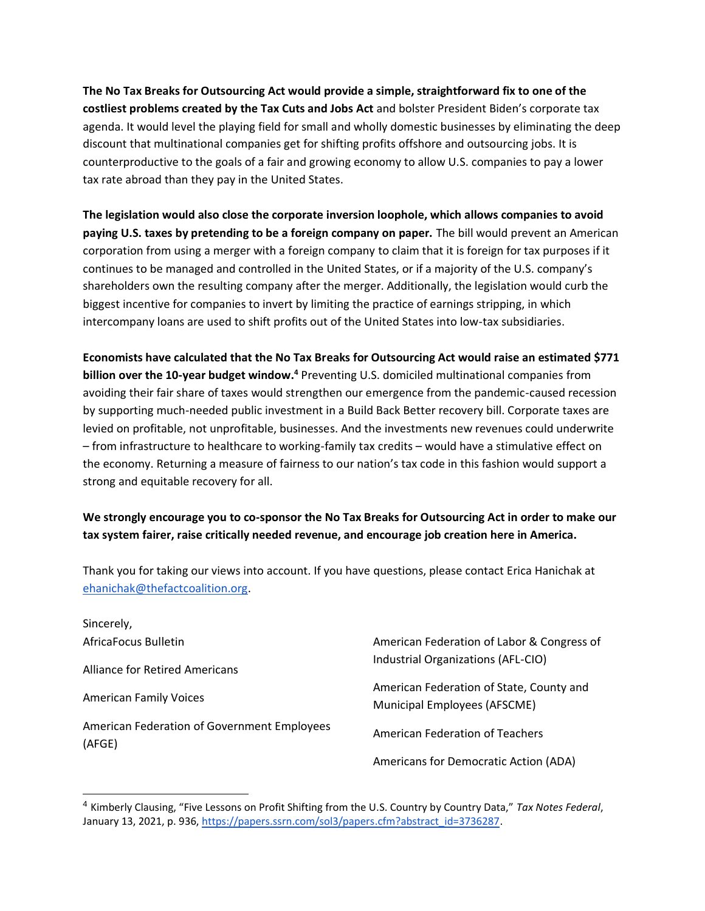**The No Tax Breaks for Outsourcing Act would provide a simple, straightforward fix to one of the costliest problems created by the Tax Cuts and Jobs Act** and bolster President Biden's corporate tax agenda. It would level the playing field for small and wholly domestic businesses by eliminating the deep discount that multinational companies get for shifting profits offshore and outsourcing jobs. It is counterproductive to the goals of a fair and growing economy to allow U.S. companies to pay a lower tax rate abroad than they pay in the United States.

**The legislation would also close the corporate inversion loophole, which allows companies to avoid paying U.S. taxes by pretending to be a foreign company on paper.** The bill would prevent an American corporation from using a merger with a foreign company to claim that it is foreign for tax purposes if it continues to be managed and controlled in the United States, or if a majority of the U.S. company's shareholders own the resulting company after the merger. Additionally, the legislation would curb the biggest incentive for companies to invert by limiting the practice of earnings stripping, in which intercompany loans are used to shift profits out of the United States into low-tax subsidiaries.

**Economists have calculated that the No Tax Breaks for Outsourcing Act would raise an estimated $771 billion over the 10-year budget window.**[4] Preventing U.S. domiciled multinational companies from avoiding their fair share of taxes would strengthen our emergence from the pandemic-caused recession by supporting much-needed public investment in a Build Back Better recovery bill. Corporate taxes are levied on profitable, not unprofitable, businesses. And the investments new revenues could underwrite – from infrastructure to healthcare to working-family tax credits – would have a stimulative effect on the economy. Returning a measure of fairness to our nation's tax code in this fashion would support a strong and equitable recovery for all.

**We strongly encourage you to co-sponsor the No Tax Breaks for Outsourcing Act in order to make our tax system fairer, raise critically needed revenue, and encourage job creation here in America.**

Thank you for taking our views into account. If you have questions, please contact Erica Hanichak at ehanichak@thefactcoalition.org.

Sincerely,

AfricaFocus Bulletin

Alliance for Retired Americans

American Family Voices

American Federation of Government Employees (AFGE)

American Federation of Labor & Congress of Industrial Organizations (AFL-CIO)

American Federation of State, County and Municipal Employees (AFSCME)

American Federation of Teachers

Americans for Democratic Action (ADA)

---

[4] Kimberly Clausing, "Five Lessons on Profit Shifting from the U.S. Country by Country Data," *Tax Notes Federal*, January 13, 2021, p. 936, https://papers.ssrn.com/sol3/papers.cfm?abstract_id=3736287.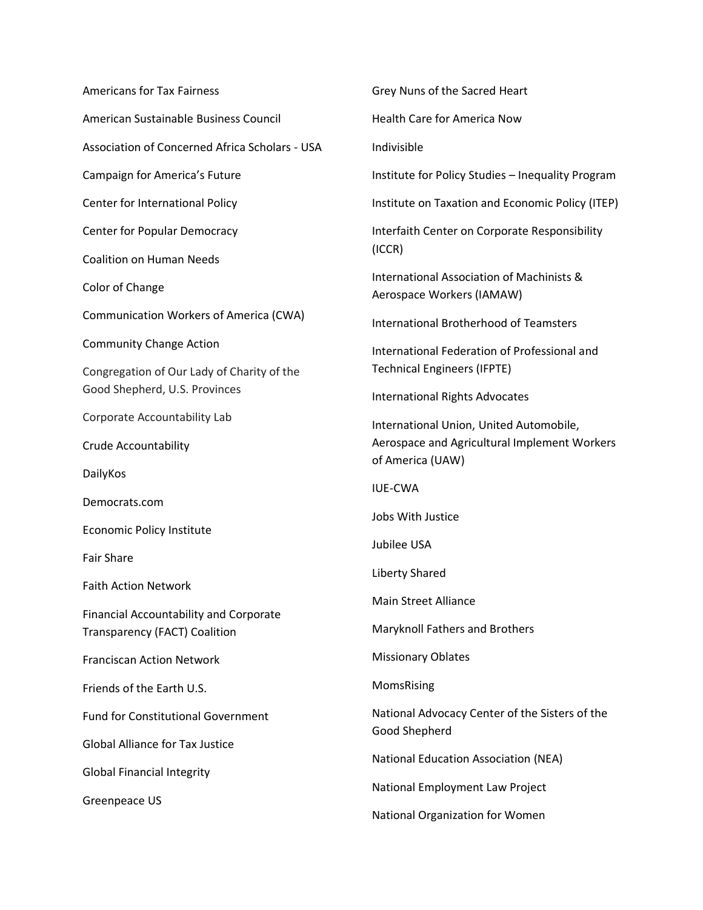Americans for Tax Fairness

American Sustainable Business Council

Association of Concerned Africa Scholars - USA

Campaign for America's Future

Center for International Policy

Center for Popular Democracy

Coalition on Human Needs

Color of Change

Communication Workers of America (CWA)

Community Change Action

Congregation of Our Lady of Charity of the Good Shepherd, U.S. Provinces

Corporate Accountability Lab

Crude Accountability

DailyKos

Democrats.com

Economic Policy Institute

Fair Share

Faith Action Network

Financial Accountability and Corporate Transparency (FACT) Coalition

Franciscan Action Network

Friends of the Earth U.S.

Fund for Constitutional Government

Global Alliance for Tax Justice

Global Financial Integrity

Greenpeace US

Grey Nuns of the Sacred Heart

Health Care for America Now

Indivisible

Institute for Policy Studies – Inequality Program

Institute on Taxation and Economic Policy (ITEP)

Interfaith Center on Corporate Responsibility (ICCR)

International Association of Machinists & Aerospace Workers (IAMAW)

International Brotherhood of Teamsters

International Federation of Professional and Technical Engineers (IFPTE)

International Rights Advocates

International Union, United Automobile, Aerospace and Agricultural Implement Workers of America (UAW)

IUE-CWA

Jobs With Justice

Jubilee USA

Liberty Shared

Main Street Alliance

Maryknoll Fathers and Brothers

Missionary Oblates

MomsRising

National Advocacy Center of the Sisters of the Good Shepherd

National Education Association (NEA)

National Employment Law Project

National Organization for Women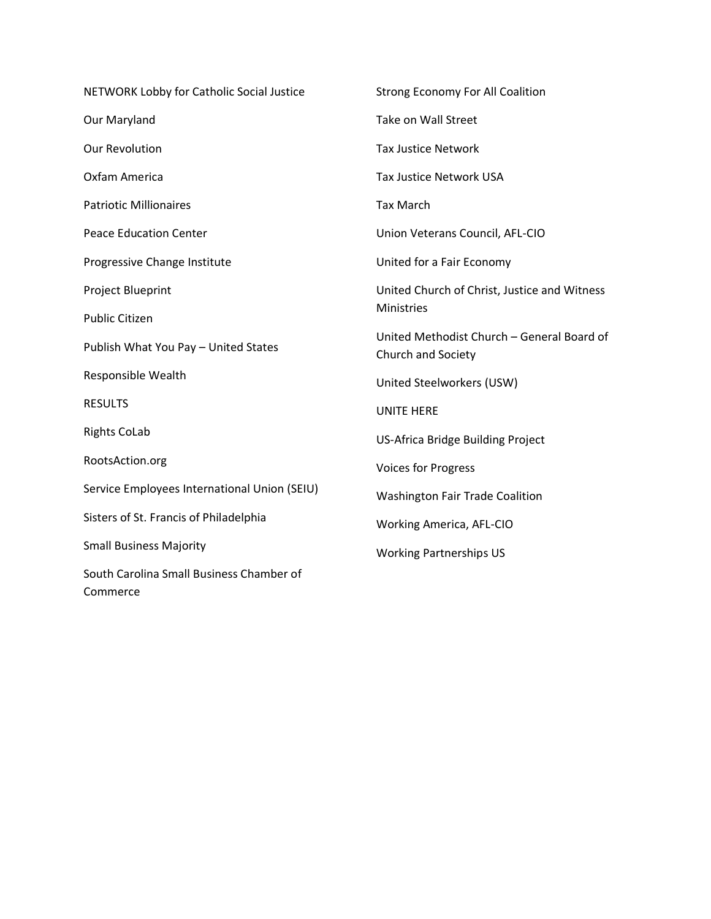NETWORK Lobby for Catholic Social Justice

Our Maryland

Our Revolution

Oxfam America

Patriotic Millionaires

Peace Education Center

Progressive Change Institute

Project Blueprint

Public Citizen

Publish What You Pay – United States

Responsible Wealth

RESULTS

Rights CoLab

RootsAction.org

Service Employees International Union (SEIU)

Sisters of St. Francis of Philadelphia

Small Business Majority

South Carolina Small Business Chamber of Commerce

Strong Economy For All Coalition

Take on Wall Street

Tax Justice Network

Tax Justice Network USA

Tax March

Union Veterans Council, AFL-CIO

United for a Fair Economy

United Church of Christ, Justice and Witness Ministries

United Methodist Church – General Board of Church and Society

United Steelworkers (USW)

UNITE HERE

US-Africa Bridge Building Project

Voices for Progress

Washington Fair Trade Coalition

Working America, AFL-CIO

Working Partnerships US